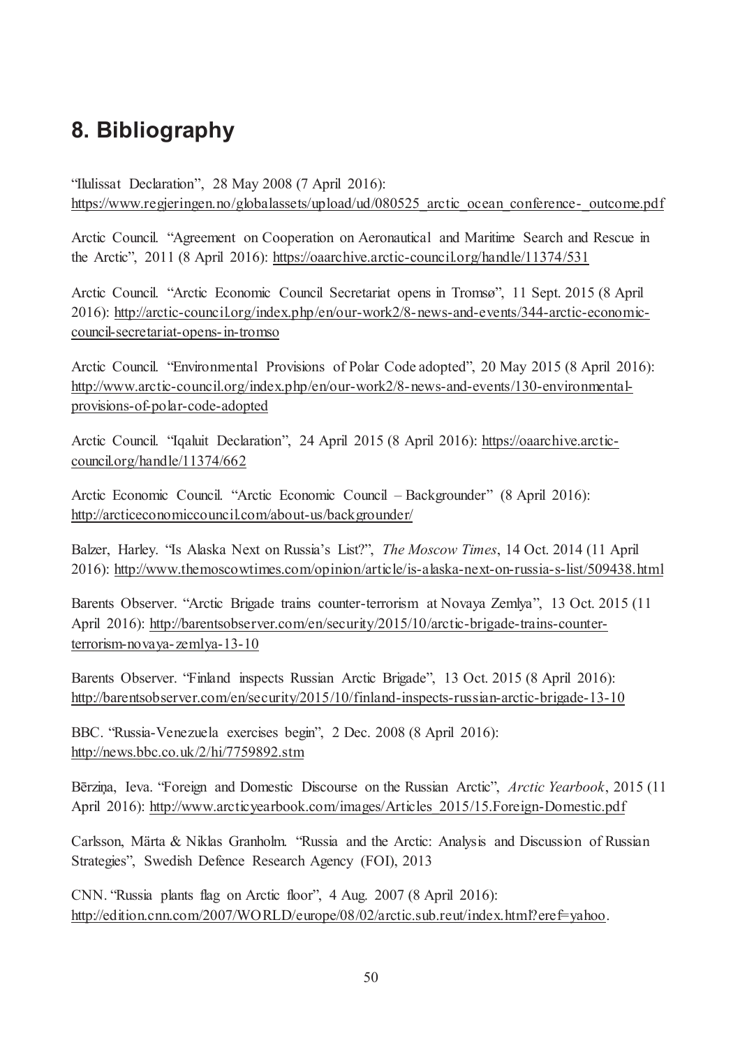## 8. Bibliography

“Ilulissat Declaration”, 28 May 2008 (7 April 2016): https://www.regjeringen.no/globalassets/upload/ud/080525_arctic_ocean_conference-_outcome.pdf

Arctic Council. “Agreement on Cooperation on Aeronautical and Maritime Search and Rescue in the Arctic”, 2011 (8 April 2016): https://oaarchive.arctic-council.org/handle/11374/531

Arctic Council. “Arctic Economic Council Secretariat opens in Tromsø”, 11 Sept. 2015 (8 April 2016): http://arctic-council.org/index.php/en/our-work2/8-news-and-events/344-arctic-economic-council-secretariat-opens-in-tromso

Arctic Council. “Environmental Provisions of Polar Code adopted”, 20 May 2015 (8 April 2016): http://www.arctic-council.org/index.php/en/our-work2/8-news-and-events/130-environmental-provisions-of-polar-code-adopted

Arctic Council. “Iqaluit Declaration”, 24 April 2015 (8 April 2016): https://oaarchive.arctic-council.org/handle/11374/662

Arctic Economic Council. “Arctic Economic Council – Backgrounder” (8 April 2016): http://arcticeconomiccouncil.com/about-us/backgrounder/

Balzer, Harley. “Is Alaska Next on Russia’s List?”, *The Moscow Times*, 14 Oct. 2014 (11 April 2016): http://www.themoscowtimes.com/opinion/article/is-alaska-next-on-russia-s-list/509438.html

Barents Observer. “Arctic Brigade trains counter-terrorism at Novaya Zemlya”, 13 Oct. 2015 (11 April 2016): http://barentsobserver.com/en/security/2015/10/arctic-brigade-trains-counter-terrorism-novaya-zemlya-13-10

Barents Observer. “Finland inspects Russian Arctic Brigade”, 13 Oct. 2015 (8 April 2016): http://barentsobserver.com/en/security/2015/10/finland-inspects-russian-arctic-brigade-13-10

BBC. “Russia-Venezuela exercises begin”, 2 Dec. 2008 (8 April 2016): http://news.bbc.co.uk/2/hi/7759892.stm

Bērziņa, Ieva. “Foreign and Domestic Discourse on the Russian Arctic”, *Arctic Yearbook*, 2015 (11 April 2016): http://www.arcticyearbook.com/images/Articles_2015/15.Foreign-Domestic.pdf

Carlsson, Märta & Niklas Granholm. “Russia and the Arctic: Analysis and Discussion of Russian Strategies”, Swedish Defence Research Agency (FOI), 2013

CNN. “Russia plants flag on Arctic floor”, 4 Aug. 2007 (8 April 2016): http://edition.cnn.com/2007/WORLD/europe/08/02/arctic.sub.reut/index.html?eref=yahoo.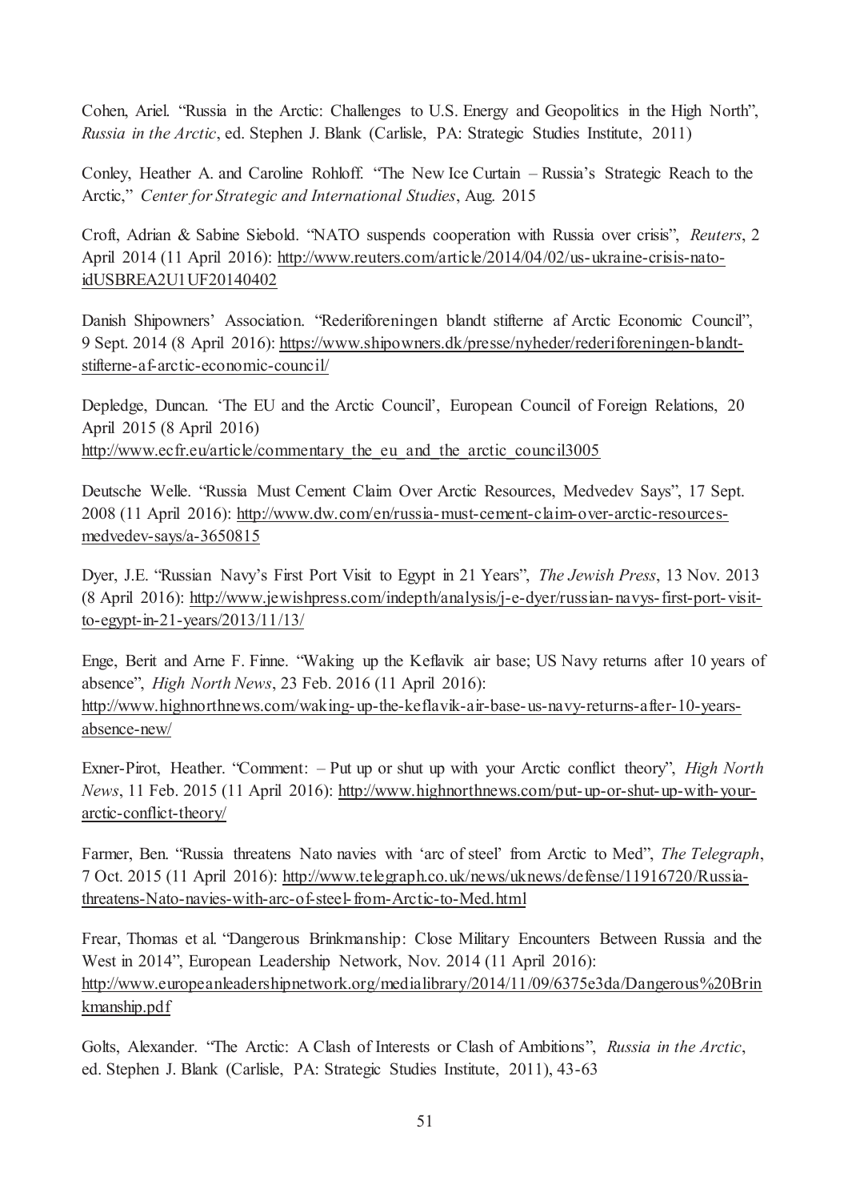Cohen, Ariel. "Russia in the Arctic: Challenges to U.S. Energy and Geopolitics in the High North", *Russia in the Arctic*, ed. Stephen J. Blank (Carlisle, PA: Strategic Studies Institute, 2011)

Conley, Heather A. and Caroline Rohloff. "The New Ice Curtain – Russia's Strategic Reach to the Arctic," *Center for Strategic and International Studies*, Aug. 2015

Croft, Adrian & Sabine Siebold. "NATO suspends cooperation with Russia over crisis", *Reuters*, 2 April 2014 (11 April 2016): http://www.reuters.com/article/2014/04/02/us-ukraine-crisis-nato-idUSBREA2U1UF20140402

Danish Shipowners' Association. "Rederiforeningen blandt stifterne af Arctic Economic Council", 9 Sept. 2014 (8 April 2016): https://www.shipowners.dk/presse/nyheder/rederiforeningen-blandt-stifterne-af-arctic-economic-council/

Depledge, Duncan. 'The EU and the Arctic Council', European Council of Foreign Relations, 20 April 2015 (8 April 2016) http://www.ecfr.eu/article/commentary_the_eu_and_the_arctic_council3005

Deutsche Welle. "Russia Must Cement Claim Over Arctic Resources, Medvedev Says", 17 Sept. 2008 (11 April 2016): http://www.dw.com/en/russia-must-cement-claim-over-arctic-resources-medvedev-says/a-3650815

Dyer, J.E. "Russian Navy's First Port Visit to Egypt in 21 Years", *The Jewish Press*, 13 Nov. 2013 (8 April 2016): http://www.jewishpress.com/indepth/analysis/j-e-dyer/russian-navys-first-port-visit-to-egypt-in-21-years/2013/11/13/

Enge, Berit and Arne F. Finne. "Waking up the Keflavik air base; US Navy returns after 10 years of absence", *High North News*, 23 Feb. 2016 (11 April 2016): http://www.highnorthnews.com/waking-up-the-keflavik-air-base-us-navy-returns-after-10-years-absence-new/

Exner-Pirot, Heather. "Comment: – Put up or shut up with your Arctic conflict theory", *High North News*, 11 Feb. 2015 (11 April 2016): http://www.highnorthnews.com/put-up-or-shut-up-with-your-arctic-conflict-theory/

Farmer, Ben. "Russia threatens Nato navies with 'arc of steel' from Arctic to Med", *The Telegraph*, 7 Oct. 2015 (11 April 2016): http://www.telegraph.co.uk/news/uknews/defense/11916720/Russia-threatens-Nato-navies-with-arc-of-steel-from-Arctic-to-Med.html

Frear, Thomas et al. "Dangerous Brinkmanship: Close Military Encounters Between Russia and the West in 2014", European Leadership Network, Nov. 2014 (11 April 2016): http://www.europeanleadershipnetwork.org/medialibrary/2014/11/09/6375e3da/Dangerous%20Brinkmanship.pdf

Golts, Alexander. "The Arctic: A Clash of Interests or Clash of Ambitions", *Russia in the Arctic*, ed. Stephen J. Blank (Carlisle, PA: Strategic Studies Institute, 2011), 43-63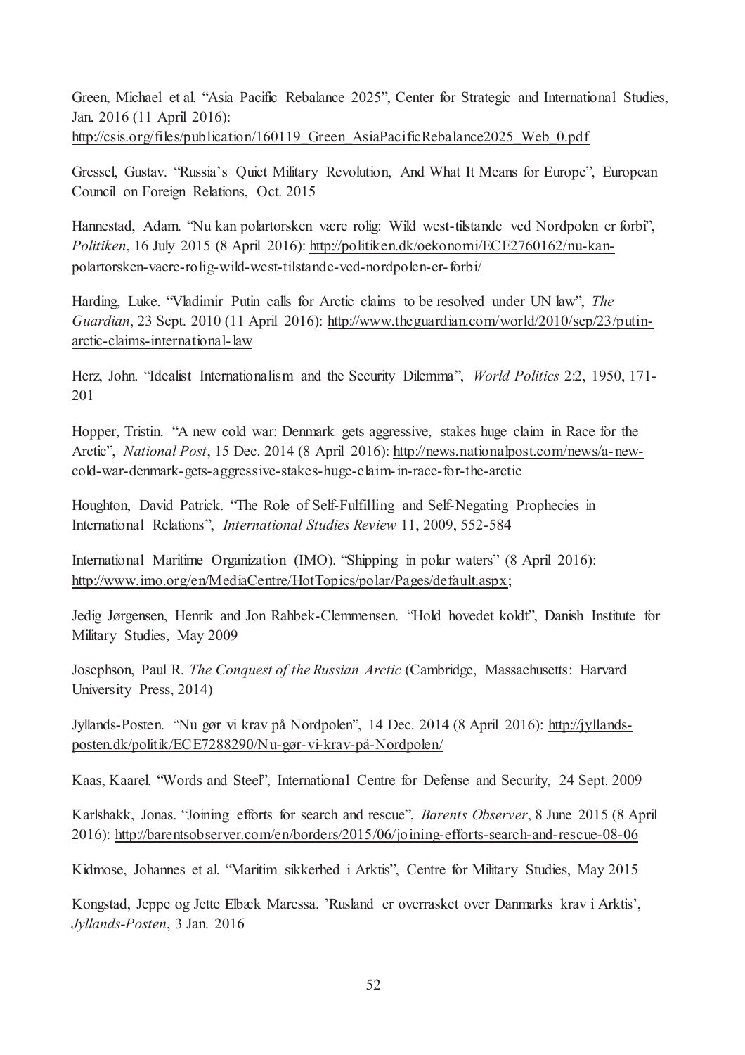Green, Michael et al. "Asia Pacific Rebalance 2025", Center for Strategic and International Studies, Jan. 2016 (11 April 2016): http://csis.org/files/publication/160119_Green_AsiaPacificRebalance2025_Web_0.pdf

Gressel, Gustav. "Russia's Quiet Military Revolution, And What It Means for Europe", European Council on Foreign Relations, Oct. 2015

Hannestad, Adam. "Nu kan polartorsken være rolig: Wild west-tilstande ved Nordpolen er forbi", *Politiken*, 16 July 2015 (8 April 2016): http://politiken.dk/oekonomi/ECE2760162/nu-kan-polartorsken-vaere-rolig-wild-west-tilstande-ved-nordpolen-er-forbi/

Harding, Luke. "Vladimir Putin calls for Arctic claims to be resolved under UN law", *The Guardian*, 23 Sept. 2010 (11 April 2016): http://www.theguardian.com/world/2010/sep/23/putin-arctic-claims-international-law

Herz, John. "Idealist Internationalism and the Security Dilemma", *World Politics* 2:2, 1950, 171-201

Hopper, Tristin. "A new cold war: Denmark gets aggressive, stakes huge claim in Race for the Arctic", *National Post*, 15 Dec. 2014 (8 April 2016): http://news.nationalpost.com/news/a-new-cold-war-denmark-gets-aggressive-stakes-huge-claim-in-race-for-the-arctic

Houghton, David Patrick. "The Role of Self-Fulfilling and Self-Negating Prophecies in International Relations", *International Studies Review* 11, 2009, 552-584

International Maritime Organization (IMO). "Shipping in polar waters" (8 April 2016): http://www.imo.org/en/MediaCentre/HotTopics/polar/Pages/default.aspx;

Jedig Jørgensen, Henrik and Jon Rahbek-Clemmensen. "Hold hovedet koldt", Danish Institute for Military Studies, May 2009

Josephson, Paul R. *The Conquest of the Russian Arctic* (Cambridge, Massachusetts: Harvard University Press, 2014)

Jyllands-Posten. "Nu gør vi krav på Nordpolen", 14 Dec. 2014 (8 April 2016): http://jyllands-posten.dk/politik/ECE7288290/Nu-gør-vi-krav-på-Nordpolen/

Kaas, Kaarel. "Words and Steel", International Centre for Defense and Security, 24 Sept. 2009

Karlshakk, Jonas. "Joining efforts for search and rescue", *Barents Observer*, 8 June 2015 (8 April 2016): http://barentsobserver.com/en/borders/2015/06/joining-efforts-search-and-rescue-08-06

Kidmose, Johannes et al. "Maritim sikkerhed i Arktis", Centre for Military Studies, May 2015

Kongstad, Jeppe og Jette Elbæk Maressa. 'Rusland er overrasket over Danmarks krav i Arktis', *Jyllands-Posten*, 3 Jan. 2016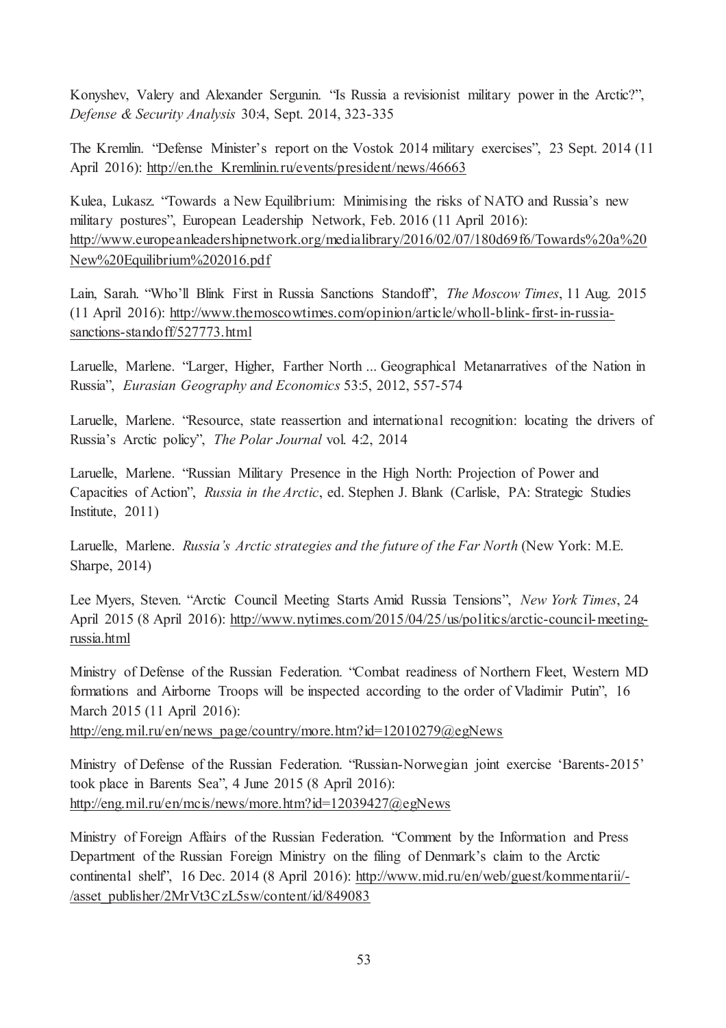Konyshev, Valery and Alexander Sergunin. “Is Russia a revisionist military power in the Arctic?”, *Defense & Security Analysis* 30:4, Sept. 2014, 323-335

The Kremlin. “Defense Minister’s report on the Vostok 2014 military exercises”, 23 Sept. 2014 (11 April 2016): http://en.the Kremlinin.ru/events/president/news/46663

Kulea, Lukasz. “Towards a New Equilibrium: Minimising the risks of NATO and Russia’s new military postures”, European Leadership Network, Feb. 2016 (11 April 2016): http://www.europeanleadershipnetwork.org/medialibrary/2016/02/07/180d69f6/Towards%20a%20New%20Equilibrium%202016.pdf

Lain, Sarah. “Who’ll Blink First in Russia Sanctions Standoff”, *The Moscow Times*, 11 Aug. 2015 (11 April 2016): http://www.themoscowtimes.com/opinion/article/wholl-blink-first-in-russia-sanctions-standoff/527773.html

Laruelle, Marlene. “Larger, Higher, Farther North ... Geographical Metanarratives of the Nation in Russia”, *Eurasian Geography and Economics* 53:5, 2012, 557-574

Laruelle, Marlene. “Resource, state reassertion and international recognition: locating the drivers of Russia’s Arctic policy”, *The Polar Journal* vol. 4:2, 2014

Laruelle, Marlene. “Russian Military Presence in the High North: Projection of Power and Capacities of Action”, *Russia in the Arctic*, ed. Stephen J. Blank (Carlisle, PA: Strategic Studies Institute, 2011)

Laruelle, Marlene. *Russia’s Arctic strategies and the future of the Far North* (New York: M.E. Sharpe, 2014)

Lee Myers, Steven. “Arctic Council Meeting Starts Amid Russia Tensions”, *New York Times*, 24 April 2015 (8 April 2016): http://www.nytimes.com/2015/04/25/us/politics/arctic-council-meeting-russia.html

Ministry of Defense of the Russian Federation. “Combat readiness of Northern Fleet, Western MD formations and Airborne Troops will be inspected according to the order of Vladimir Putin”, 16 March 2015 (11 April 2016): http://eng.mil.ru/en/news_page/country/more.htm?id=12010279@egNews

Ministry of Defense of the Russian Federation. “Russian-Norwegian joint exercise ‘Barents-2015’ took place in Barents Sea”, 4 June 2015 (8 April 2016): http://eng.mil.ru/en/mcis/news/more.htm?id=12039427@egNews

Ministry of Foreign Affairs of the Russian Federation. “Comment by the Information and Press Department of the Russian Foreign Ministry on the filing of Denmark’s claim to the Arctic continental shelf”, 16 Dec. 2014 (8 April 2016): http://www.mid.ru/en/web/guest/kommentarii/-/asset_publisher/2MrVt3CzL5sw/content/id/849083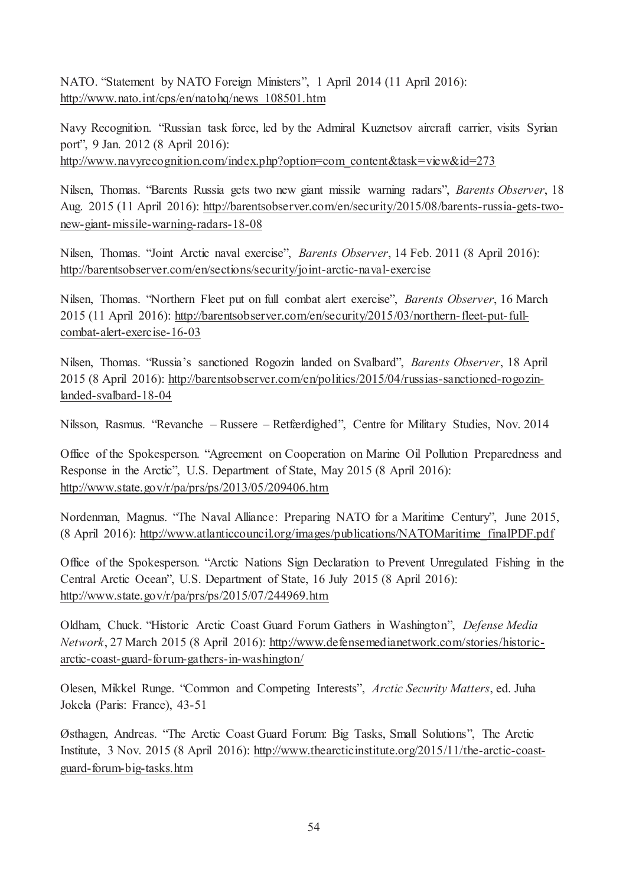NATO. "Statement by NATO Foreign Ministers", 1 April 2014 (11 April 2016): http://www.nato.int/cps/en/natohq/news_108501.htm

Navy Recognition. "Russian task force, led by the Admiral Kuznetsov aircraft carrier, visits Syrian port", 9 Jan. 2012 (8 April 2016): http://www.navyrecognition.com/index.php?option=com_content&task=view&id=273

Nilsen, Thomas. "Barents Russia gets two new giant missile warning radars", *Barents Observer*, 18 Aug. 2015 (11 April 2016): http://barentsobserver.com/en/security/2015/08/barents-russia-gets-two-new-giant-missile-warning-radars-18-08

Nilsen, Thomas. "Joint Arctic naval exercise", *Barents Observer*, 14 Feb. 2011 (8 April 2016): http://barentsobserver.com/en/sections/security/joint-arctic-naval-exercise

Nilsen, Thomas. "Northern Fleet put on full combat alert exercise", *Barents Observer*, 16 March 2015 (11 April 2016): http://barentsobserver.com/en/security/2015/03/northern-fleet-put-full-combat-alert-exercise-16-03

Nilsen, Thomas. "Russia's sanctioned Rogozin landed on Svalbard", *Barents Observer*, 18 April 2015 (8 April 2016): http://barentsobserver.com/en/politics/2015/04/russias-sanctioned-rogozin-landed-svalbard-18-04

Nilsson, Rasmus. "Revanche – Russere – Retfærdighed", Centre for Military Studies, Nov. 2014

Office of the Spokesperson. "Agreement on Cooperation on Marine Oil Pollution Preparedness and Response in the Arctic", U.S. Department of State, May 2015 (8 April 2016): http://www.state.gov/r/pa/prs/ps/2013/05/209406.htm

Nordenman, Magnus. "The Naval Alliance: Preparing NATO for a Maritime Century", June 2015, (8 April 2016): http://www.atlanticcouncil.org/images/publications/NATOMaritime_finalPDF.pdf

Office of the Spokesperson. "Arctic Nations Sign Declaration to Prevent Unregulated Fishing in the Central Arctic Ocean", U.S. Department of State, 16 July 2015 (8 April 2016): http://www.state.gov/r/pa/prs/ps/2015/07/244969.htm

Oldham, Chuck. "Historic Arctic Coast Guard Forum Gathers in Washington", *Defense Media Network*, 27 March 2015 (8 April 2016): http://www.defensemedianetwork.com/stories/historic-arctic-coast-guard-forum-gathers-in-washington/

Olesen, Mikkel Runge. "Common and Competing Interests", *Arctic Security Matters*, ed. Juha Jokela (Paris: France), 43-51

Østhagen, Andreas. "The Arctic Coast Guard Forum: Big Tasks, Small Solutions", The Arctic Institute, 3 Nov. 2015 (8 April 2016): http://www.thearcticinstitute.org/2015/11/the-arctic-coast-guard-forum-big-tasks.htm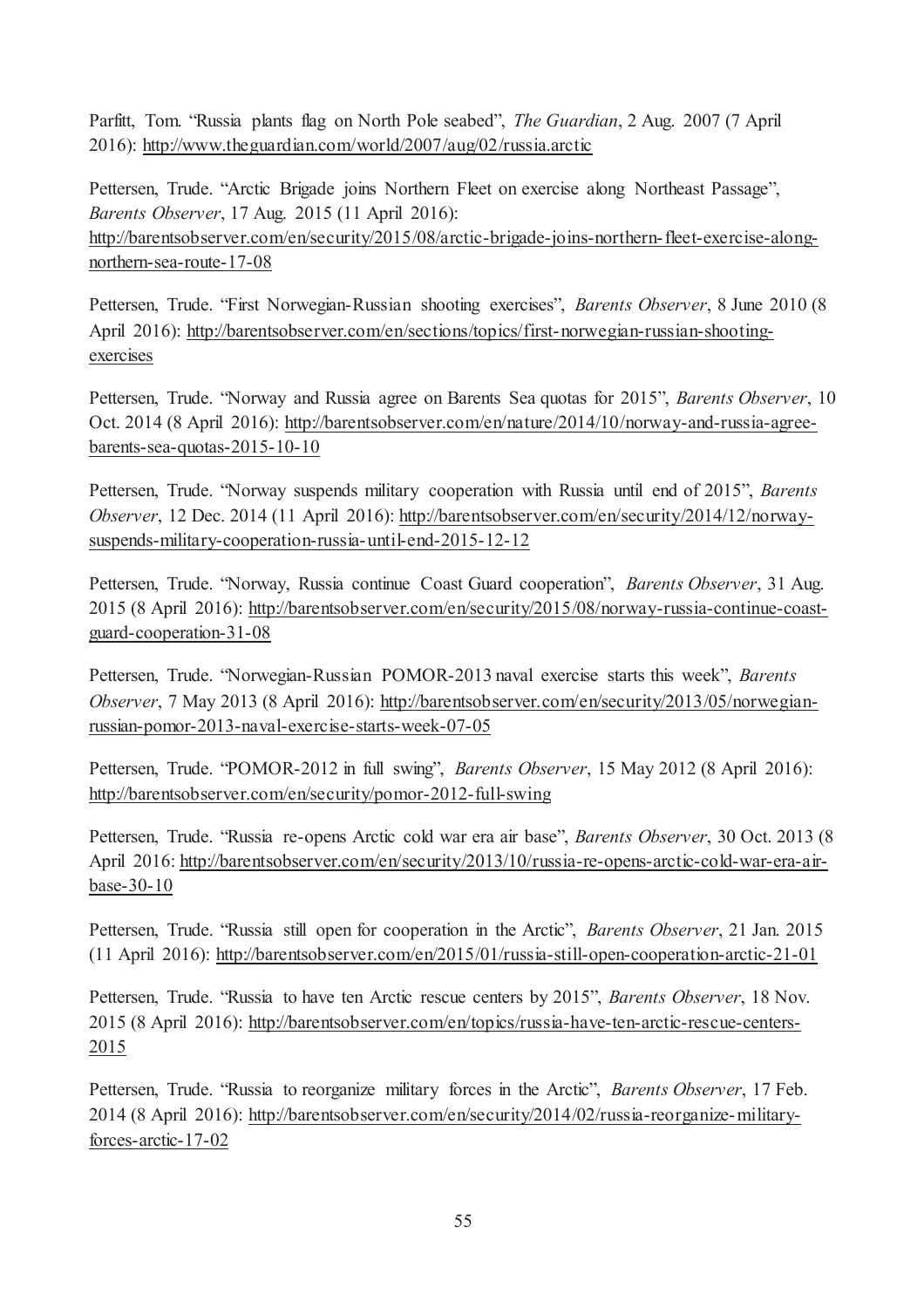Parfitt, Tom. "Russia plants flag on North Pole seabed", *The Guardian*, 2 Aug. 2007 (7 April 2016): http://www.theguardian.com/world/2007/aug/02/russia.arctic

Pettersen, Trude. "Arctic Brigade joins Northern Fleet on exercise along Northeast Passage", *Barents Observer*, 17 Aug. 2015 (11 April 2016): http://barentsobserver.com/en/security/2015/08/arctic-brigade-joins-northern-fleet-exercise-along-northern-sea-route-17-08

Pettersen, Trude. "First Norwegian-Russian shooting exercises", *Barents Observer*, 8 June 2010 (8 April 2016): http://barentsobserver.com/en/sections/topics/first-norwegian-russian-shooting-exercises

Pettersen, Trude. "Norway and Russia agree on Barents Sea quotas for 2015", *Barents Observer*, 10 Oct. 2014 (8 April 2016): http://barentsobserver.com/en/nature/2014/10/norway-and-russia-agree-barents-sea-quotas-2015-10-10

Pettersen, Trude. "Norway suspends military cooperation with Russia until end of 2015", *Barents Observer*, 12 Dec. 2014 (11 April 2016): http://barentsobserver.com/en/security/2014/12/norway-suspends-military-cooperation-russia-until-end-2015-12-12

Pettersen, Trude. "Norway, Russia continue Coast Guard cooperation", *Barents Observer*, 31 Aug. 2015 (8 April 2016): http://barentsobserver.com/en/security/2015/08/norway-russia-continue-coast-guard-cooperation-31-08

Pettersen, Trude. "Norwegian-Russian POMOR-2013 naval exercise starts this week", *Barents Observer*, 7 May 2013 (8 April 2016): http://barentsobserver.com/en/security/2013/05/norwegian-russian-pomor-2013-naval-exercise-starts-week-07-05

Pettersen, Trude. "POMOR-2012 in full swing", *Barents Observer*, 15 May 2012 (8 April 2016): http://barentsobserver.com/en/security/pomor-2012-full-swing

Pettersen, Trude. "Russia re-opens Arctic cold war era air base", *Barents Observer*, 30 Oct. 2013 (8 April 2016: http://barentsobserver.com/en/security/2013/10/russia-re-opens-arctic-cold-war-era-air-base-30-10

Pettersen, Trude. "Russia still open for cooperation in the Arctic", *Barents Observer*, 21 Jan. 2015 (11 April 2016): http://barentsobserver.com/en/2015/01/russia-still-open-cooperation-arctic-21-01

Pettersen, Trude. "Russia to have ten Arctic rescue centers by 2015", *Barents Observer*, 18 Nov. 2015 (8 April 2016): http://barentsobserver.com/en/topics/russia-have-ten-arctic-rescue-centers-2015

Pettersen, Trude. "Russia to reorganize military forces in the Arctic", *Barents Observer*, 17 Feb. 2014 (8 April 2016): http://barentsobserver.com/en/security/2014/02/russia-reorganize-military-forces-arctic-17-02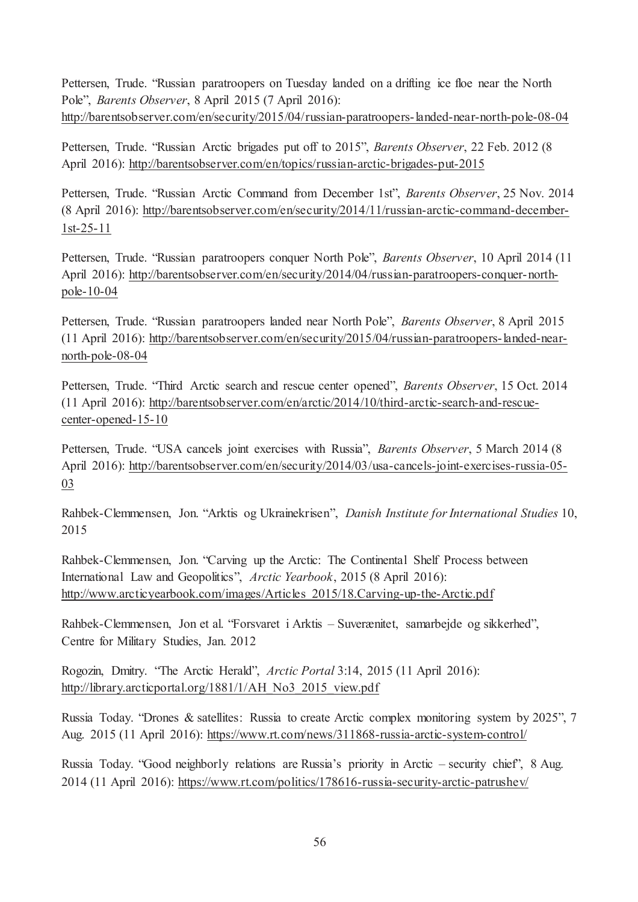Pettersen, Trude. "Russian paratroopers on Tuesday landed on a drifting ice floe near the North Pole", *Barents Observer*, 8 April 2015 (7 April 2016): http://barentsobserver.com/en/security/2015/04/russian-paratroopers-landed-near-north-pole-08-04

Pettersen, Trude. "Russian Arctic brigades put off to 2015", *Barents Observer*, 22 Feb. 2012 (8 April 2016): http://barentsobserver.com/en/topics/russian-arctic-brigades-put-2015

Pettersen, Trude. "Russian Arctic Command from December 1st", *Barents Observer*, 25 Nov. 2014 (8 April 2016): http://barentsobserver.com/en/security/2014/11/russian-arctic-command-december-1st-25-11

Pettersen, Trude. "Russian paratroopers conquer North Pole", *Barents Observer*, 10 April 2014 (11 April 2016): http://barentsobserver.com/en/security/2014/04/russian-paratroopers-conquer-north-pole-10-04

Pettersen, Trude. "Russian paratroopers landed near North Pole", *Barents Observer*, 8 April 2015 (11 April 2016): http://barentsobserver.com/en/security/2015/04/russian-paratroopers-landed-near-north-pole-08-04

Pettersen, Trude. "Third Arctic search and rescue center opened", *Barents Observer*, 15 Oct. 2014 (11 April 2016): http://barentsobserver.com/en/arctic/2014/10/third-arctic-search-and-rescue-center-opened-15-10

Pettersen, Trude. "USA cancels joint exercises with Russia", *Barents Observer*, 5 March 2014 (8 April 2016): http://barentsobserver.com/en/security/2014/03/usa-cancels-joint-exercises-russia-05-03

Rahbek-Clemmensen, Jon. "Arktis og Ukrainekrisen", *Danish Institute for International Studies* 10, 2015

Rahbek-Clemmensen, Jon. "Carving up the Arctic: The Continental Shelf Process between International Law and Geopolitics", *Arctic Yearbook*, 2015 (8 April 2016): http://www.arcticyearbook.com/images/Articles_2015/18.Carving-up-the-Arctic.pdf

Rahbek-Clemmensen, Jon et al. "Forsvaret i Arktis – Suverænitet, samarbejde og sikkerhed", Centre for Military Studies, Jan. 2012

Rogozin, Dmitry. "The Arctic Herald", *Arctic Portal* 3:14, 2015 (11 April 2016): http://library.arcticportal.org/1881/1/AH_No3_2015_view.pdf

Russia Today. "Drones & satellites: Russia to create Arctic complex monitoring system by 2025", 7 Aug. 2015 (11 April 2016): https://www.rt.com/news/311868-russia-arctic-system-control/

Russia Today. "Good neighborly relations are Russia's priority in Arctic – security chief", 8 Aug. 2014 (11 April 2016): https://www.rt.com/politics/178616-russia-security-arctic-patrushev/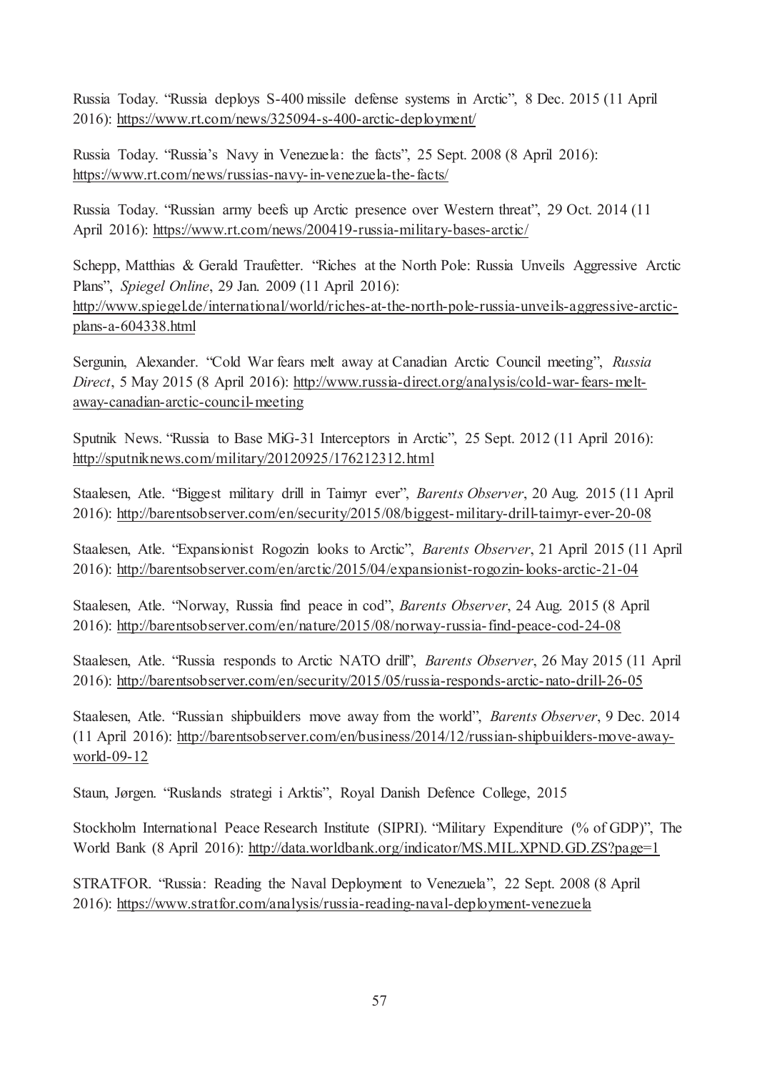Russia Today. "Russia deploys S-400 missile defense systems in Arctic", 8 Dec. 2015 (11 April 2016): https://www.rt.com/news/325094-s-400-arctic-deployment/

Russia Today. "Russia's Navy in Venezuela: the facts", 25 Sept. 2008 (8 April 2016): https://www.rt.com/news/russias-navy-in-venezuela-the-facts/

Russia Today. "Russian army beefs up Arctic presence over Western threat", 29 Oct. 2014 (11 April 2016): https://www.rt.com/news/200419-russia-military-bases-arctic/

Schepp, Matthias & Gerald Traufetter. "Riches at the North Pole: Russia Unveils Aggressive Arctic Plans", *Spiegel Online*, 29 Jan. 2009 (11 April 2016): http://www.spiegel.de/international/world/riches-at-the-north-pole-russia-unveils-aggressive-arctic-plans-a-604338.html

Sergunin, Alexander. "Cold War fears melt away at Canadian Arctic Council meeting", *Russia Direct*, 5 May 2015 (8 April 2016): http://www.russia-direct.org/analysis/cold-war-fears-melt-away-canadian-arctic-council-meeting

Sputnik News. "Russia to Base MiG-31 Interceptors in Arctic", 25 Sept. 2012 (11 April 2016): http://sputniknews.com/military/20120925/176212312.html

Staalesen, Atle. "Biggest military drill in Taimyr ever", *Barents Observer*, 20 Aug. 2015 (11 April 2016): http://barentsobserver.com/en/security/2015/08/biggest-military-drill-taimyr-ever-20-08

Staalesen, Atle. "Expansionist Rogozin looks to Arctic", *Barents Observer*, 21 April 2015 (11 April 2016): http://barentsobserver.com/en/arctic/2015/04/expansionist-rogozin-looks-arctic-21-04

Staalesen, Atle. "Norway, Russia find peace in cod", *Barents Observer*, 24 Aug. 2015 (8 April 2016): http://barentsobserver.com/en/nature/2015/08/norway-russia-find-peace-cod-24-08

Staalesen, Atle. "Russia responds to Arctic NATO drill", *Barents Observer*, 26 May 2015 (11 April 2016): http://barentsobserver.com/en/security/2015/05/russia-responds-arctic-nato-drill-26-05

Staalesen, Atle. "Russian shipbuilders move away from the world", *Barents Observer*, 9 Dec. 2014 (11 April 2016): http://barentsobserver.com/en/business/2014/12/russian-shipbuilders-move-away-world-09-12

Staun, Jørgen. "Ruslands strategi i Arktis", Royal Danish Defence College, 2015

Stockholm International Peace Research Institute (SIPRI). "Military Expenditure (% of GDP)", The World Bank (8 April 2016): http://data.worldbank.org/indicator/MS.MIL.XPND.GD.ZS?page=1

STRATFOR. "Russia: Reading the Naval Deployment to Venezuela", 22 Sept. 2008 (8 April 2016): https://www.stratfor.com/analysis/russia-reading-naval-deployment-venezuela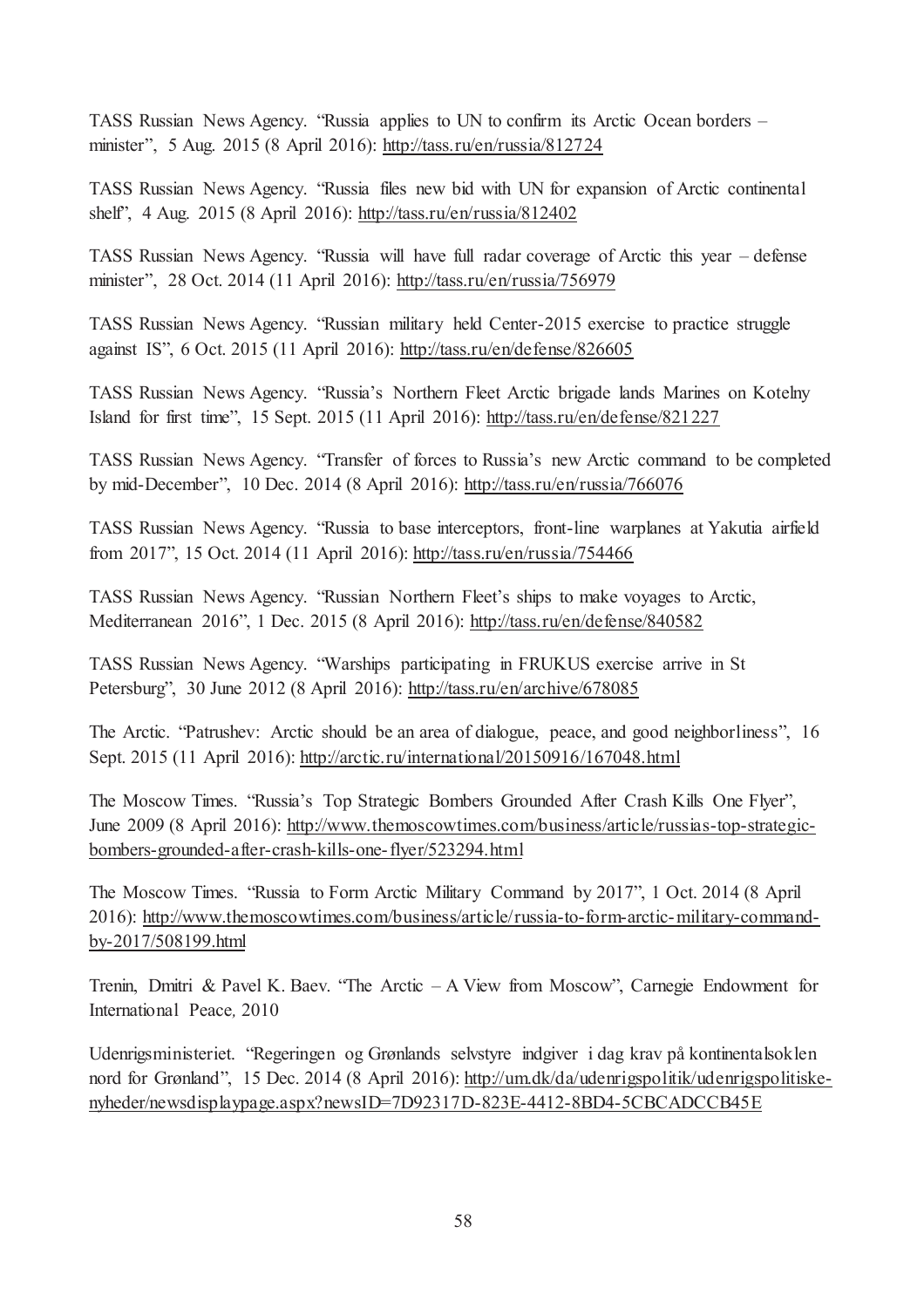TASS Russian News Agency. "Russia applies to UN to confirm its Arctic Ocean borders – minister", 5 Aug. 2015 (8 April 2016): http://tass.ru/en/russia/812724

TASS Russian News Agency. "Russia files new bid with UN for expansion of Arctic continental shelf", 4 Aug. 2015 (8 April 2016): http://tass.ru/en/russia/812402

TASS Russian News Agency. "Russia will have full radar coverage of Arctic this year – defense minister", 28 Oct. 2014 (11 April 2016): http://tass.ru/en/russia/756979

TASS Russian News Agency. "Russian military held Center-2015 exercise to practice struggle against IS", 6 Oct. 2015 (11 April 2016): http://tass.ru/en/defense/826605

TASS Russian News Agency. "Russia's Northern Fleet Arctic brigade lands Marines on Kotelny Island for first time", 15 Sept. 2015 (11 April 2016): http://tass.ru/en/defense/821227

TASS Russian News Agency. "Transfer of forces to Russia's new Arctic command to be completed by mid-December", 10 Dec. 2014 (8 April 2016): http://tass.ru/en/russia/766076

TASS Russian News Agency. "Russia to base interceptors, front-line warplanes at Yakutia airfield from 2017", 15 Oct. 2014 (11 April 2016): http://tass.ru/en/russia/754466

TASS Russian News Agency. "Russian Northern Fleet's ships to make voyages to Arctic, Mediterranean 2016", 1 Dec. 2015 (8 April 2016): http://tass.ru/en/defense/840582

TASS Russian News Agency. "Warships participating in FRUKUS exercise arrive in St Petersburg", 30 June 2012 (8 April 2016): http://tass.ru/en/archive/678085

The Arctic. "Patrushev: Arctic should be an area of dialogue, peace, and good neighborliness", 16 Sept. 2015 (11 April 2016): http://arctic.ru/international/20150916/167048.html

The Moscow Times. "Russia's Top Strategic Bombers Grounded After Crash Kills One Flyer", June 2009 (8 April 2016): http://www.themoscowtimes.com/business/article/russias-top-strategic-bombers-grounded-after-crash-kills-one-flyer/523294.html

The Moscow Times. "Russia to Form Arctic Military Command by 2017", 1 Oct. 2014 (8 April 2016): http://www.themoscowtimes.com/business/article/russia-to-form-arctic-military-command-by-2017/508199.html

Trenin, Dmitri & Pavel K. Baev. "The Arctic – A View from Moscow", Carnegie Endowment for International Peace, 2010

Udenrigsministeriet. "Regeringen og Grønlands selvstyre indgiver i dag krav på kontinentalsoklen nord for Grønland", 15 Dec. 2014 (8 April 2016): http://um.dk/da/udenrigspolitik/udenrigspolitiske-nyheder/newsdisplaypage.aspx?newsID=7D92317D-823E-4412-8BD4-5CBCADCCB45E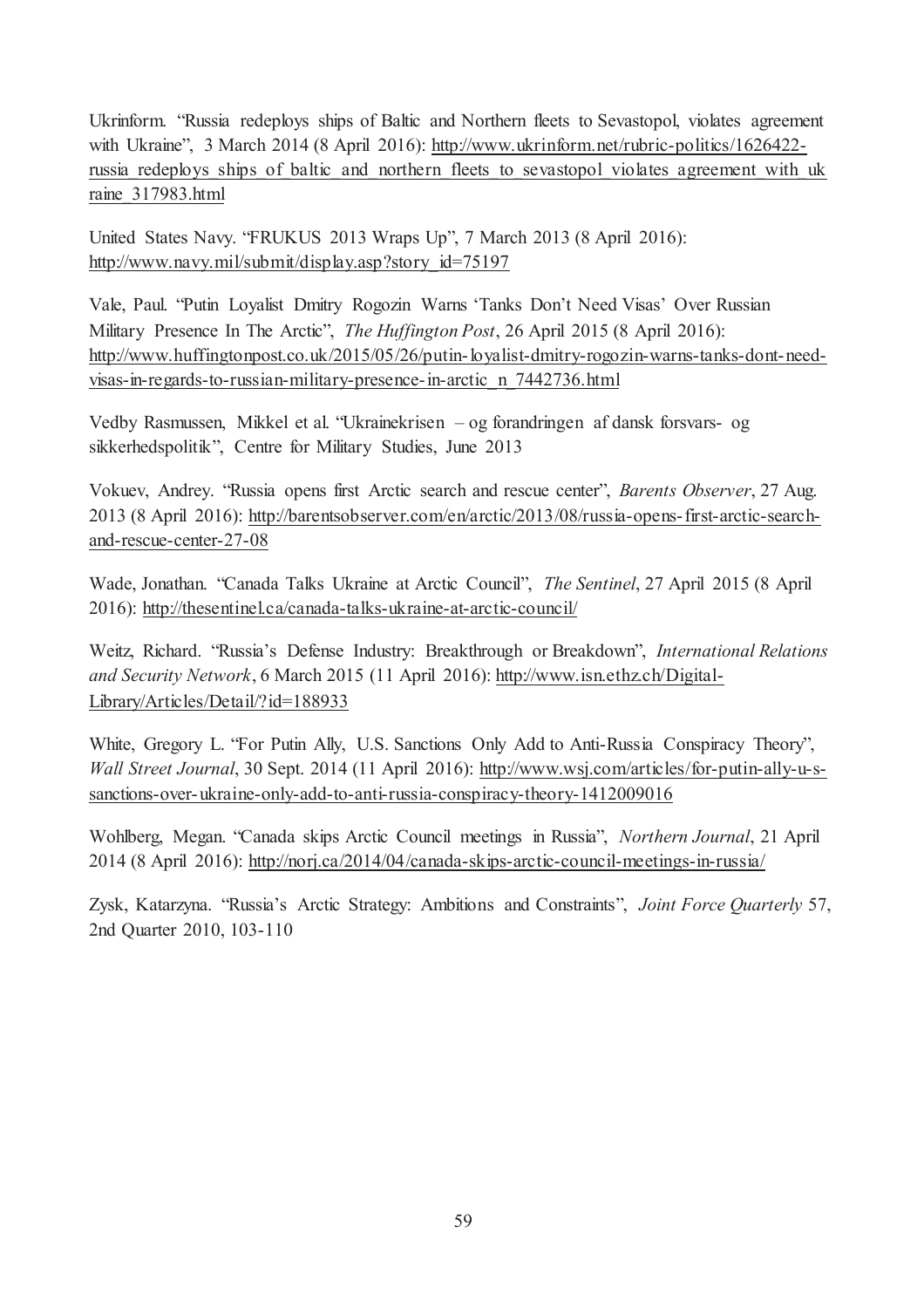Ukrinform. "Russia redeploys ships of Baltic and Northern fleets to Sevastopol, violates agreement with Ukraine", 3 March 2014 (8 April 2016): http://www.ukrinform.net/rubric-politics/1626422-russia_redeploys_ships_of_baltic_and_northern_fleets_to_sevastopol_violates_agreement_with_ukraine_317983.html

United States Navy. "FRUKUS 2013 Wraps Up", 7 March 2013 (8 April 2016): http://www.navy.mil/submit/display.asp?story_id=75197

Vale, Paul. "Putin Loyalist Dmitry Rogozin Warns 'Tanks Don't Need Visas' Over Russian Military Presence In The Arctic", *The Huffington Post*, 26 April 2015 (8 April 2016): http://www.huffingtonpost.co.uk/2015/05/26/putin-loyalist-dmitry-rogozin-warns-tanks-dont-need-visas-in-regards-to-russian-military-presence-in-arctic_n_7442736.html

Vedby Rasmussen, Mikkel et al. "Ukrainekrisen – og forandringen af dansk forsvars- og sikkerhedspolitik", Centre for Military Studies, June 2013

Vokuev, Andrey. "Russia opens first Arctic search and rescue center", *Barents Observer*, 27 Aug. 2013 (8 April 2016): http://barentsobserver.com/en/arctic/2013/08/russia-opens-first-arctic-search-and-rescue-center-27-08

Wade, Jonathan. "Canada Talks Ukraine at Arctic Council", *The Sentinel*, 27 April 2015 (8 April 2016): http://thesentinel.ca/canada-talks-ukraine-at-arctic-council/

Weitz, Richard. "Russia's Defense Industry: Breakthrough or Breakdown", *International Relations and Security Network*, 6 March 2015 (11 April 2016): http://www.isn.ethz.ch/Digital-Library/Articles/Detail/?id=188933

White, Gregory L. "For Putin Ally, U.S. Sanctions Only Add to Anti-Russia Conspiracy Theory", *Wall Street Journal*, 30 Sept. 2014 (11 April 2016): http://www.wsj.com/articles/for-putin-ally-u-s-sanctions-over-ukraine-only-add-to-anti-russia-conspiracy-theory-1412009016

Wohlberg, Megan. "Canada skips Arctic Council meetings in Russia", *Northern Journal*, 21 April 2014 (8 April 2016): http://norj.ca/2014/04/canada-skips-arctic-council-meetings-in-russia/

Zysk, Katarzyna. "Russia's Arctic Strategy: Ambitions and Constraints", *Joint Force Quarterly* 57, 2nd Quarter 2010, 103-110